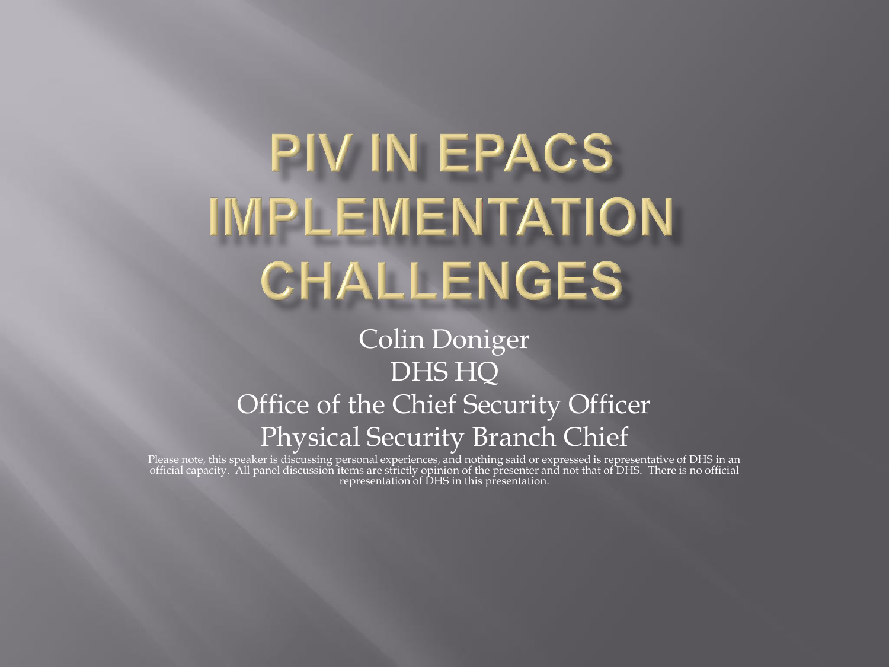# PIV IN EPACS IMPLEMENTATION CHALLENGES

Colin Doniger
DHS HQ
Office of the Chief Security Officer
Physical Security Branch Chief

Please note, this speaker is discussing personal experiences, and nothing said or expressed is representative of DHS in an official capacity. All panel discussion items are strictly opinion of the presenter and not that of DHS. There is no official representation of DHS in this presentation.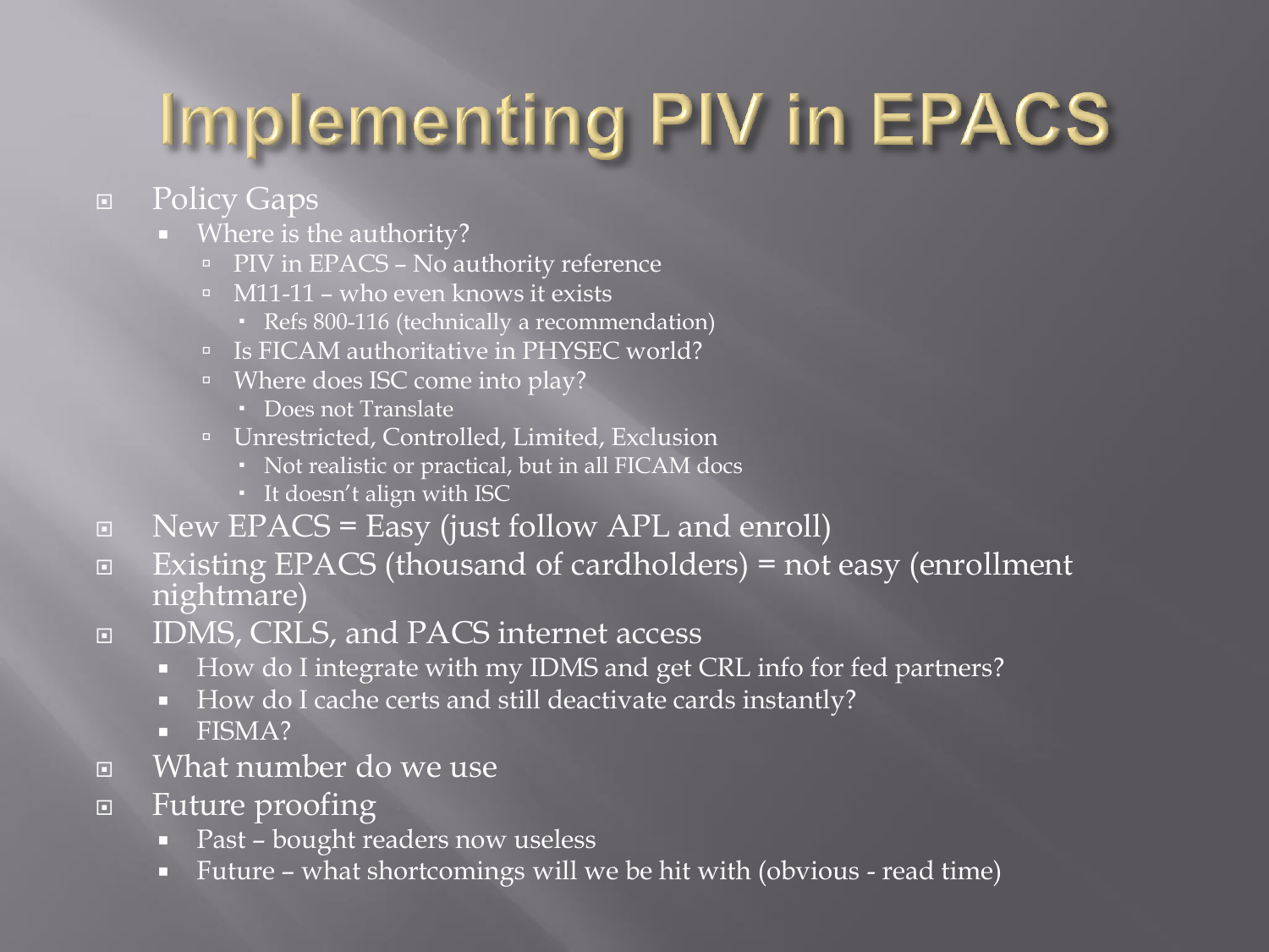# Implementing PIV in EPACS

- Policy Gaps
  - Where is the authority?
    - PIV in EPACS – No authority reference
    - M11-11 – who even knows it exists
      - Refs 800-116 (technically a recommendation)
    - Is FICAM authoritative in PHYSEC world?
    - Where does ISC come into play?
      - Does not Translate
    - Unrestricted, Controlled, Limited, Exclusion
      - Not realistic or practical, but in all FICAM docs
      - It doesn't align with ISC
- New EPACS = Easy (just follow APL and enroll)
- Existing EPACS (thousand of cardholders) = not easy (enrollment nightmare)
- IDMS, CRLS, and PACS internet access
  - How do I integrate with my IDMS and get CRL info for fed partners?
  - How do I cache certs and still deactivate cards instantly?
  - FISMA?
- What number do we use
- Future proofing
  - Past – bought readers now useless
  - Future – what shortcomings will we be hit with (obvious - read time)